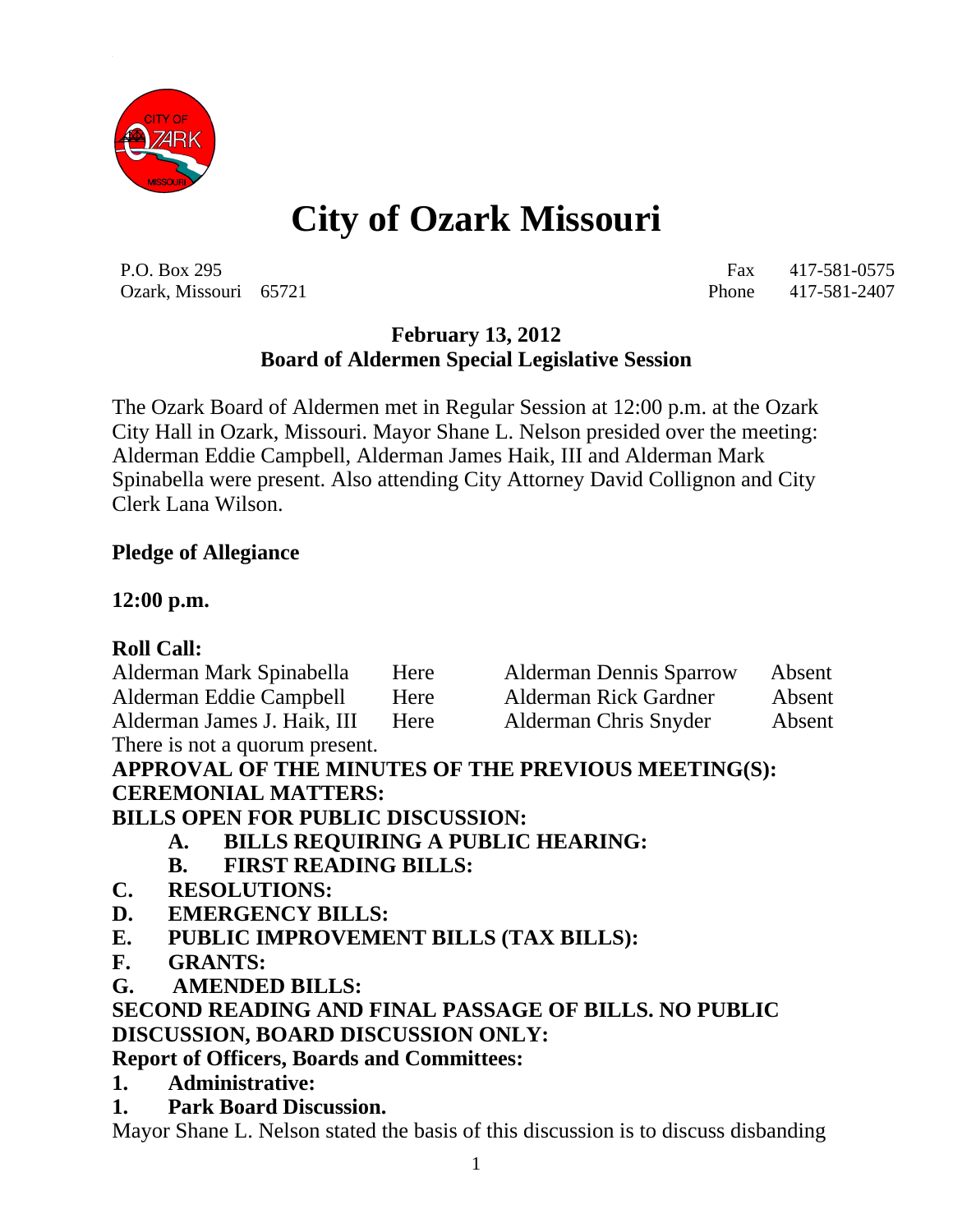# City of Ozark Missouri

| P.O. Box 295 | Fax 417-581-0575 |
|---|---|
| Ozark, Missouri 65721 | Phone 417-581-2407 |

**February 13, 2012**
**Board of Aldermen Special Legislative Session**

The Ozark Board of Aldermen met in Regular Session at 12:00 p.m. at the Ozark City Hall in Ozark, Missouri. Mayor Shane L. Nelson presided over the meeting: Alderman Eddie Campbell, Alderman James Haik, III and Alderman Mark Spinabella were present. Also attending City Attorney David Collignon and City Clerk Lana Wilson.

**Pledge of Allegiance**

**12:00 p.m.**

**Roll Call:**

| | | | |
|---|---|---|---|
| Alderman Mark Spinabella | Here | Alderman Dennis Sparrow | Absent |
| Alderman Eddie Campbell | Here | Alderman Rick Gardner | Absent |
| Alderman James J. Haik, III | Here | Alderman Chris Snyder | Absent |

There is not a quorum present.

**APPROVAL OF THE MINUTES OF THE PREVIOUS MEETING(S):**

**CEREMONIAL MATTERS:**

**BILLS OPEN FOR PUBLIC DISCUSSION:**

**A. BILLS REQUIRING A PUBLIC HEARING:**

**B. FIRST READING BILLS:**

**C. RESOLUTIONS:**

**D. EMERGENCY BILLS:**

**E. PUBLIC IMPROVEMENT BILLS (TAX BILLS):**

**F. GRANTS:**

**G. AMENDED BILLS:**

**SECOND READING AND FINAL PASSAGE OF BILLS. NO PUBLIC DISCUSSION, BOARD DISCUSSION ONLY:**

**Report of Officers, Boards and Committees:**

**1. Administrative:**

**1. Park Board Discussion.**

Mayor Shane L. Nelson stated the basis of this discussion is to discuss disbanding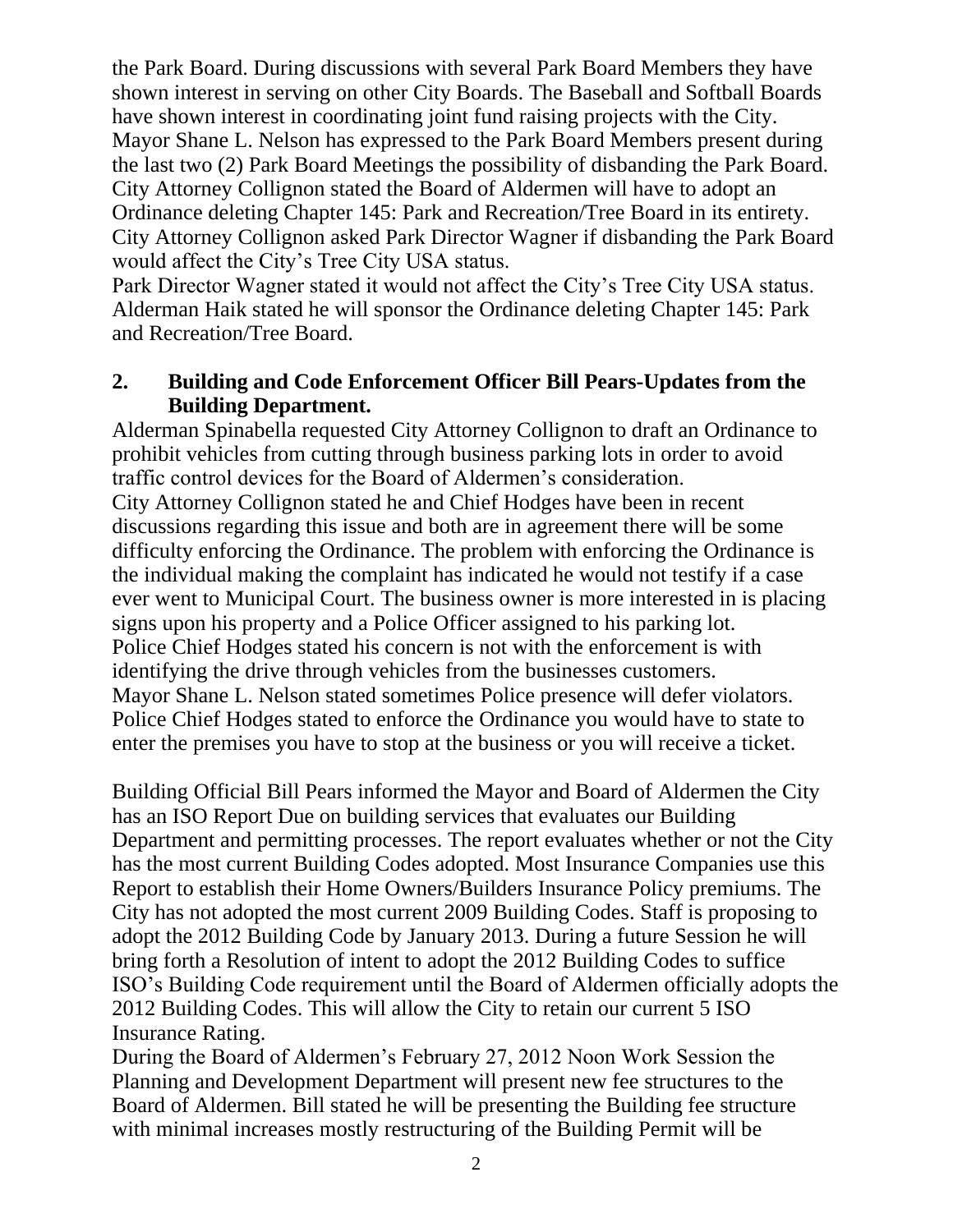the Park Board. During discussions with several Park Board Members they have shown interest in serving on other City Boards. The Baseball and Softball Boards have shown interest in coordinating joint fund raising projects with the City. Mayor Shane L. Nelson has expressed to the Park Board Members present during the last two (2) Park Board Meetings the possibility of disbanding the Park Board. City Attorney Collignon stated the Board of Aldermen will have to adopt an Ordinance deleting Chapter 145: Park and Recreation/Tree Board in its entirety. City Attorney Collignon asked Park Director Wagner if disbanding the Park Board would affect the City's Tree City USA status.
Park Director Wagner stated it would not affect the City's Tree City USA status. Alderman Haik stated he will sponsor the Ordinance deleting Chapter 145: Park and Recreation/Tree Board.

**2. Building and Code Enforcement Officer Bill Pears-Updates from the Building Department.**

Alderman Spinabella requested City Attorney Collignon to draft an Ordinance to prohibit vehicles from cutting through business parking lots in order to avoid traffic control devices for the Board of Aldermen's consideration.
City Attorney Collignon stated he and Chief Hodges have been in recent discussions regarding this issue and both are in agreement there will be some difficulty enforcing the Ordinance. The problem with enforcing the Ordinance is the individual making the complaint has indicated he would not testify if a case ever went to Municipal Court. The business owner is more interested in is placing signs upon his property and a Police Officer assigned to his parking lot.
Police Chief Hodges stated his concern is not with the enforcement is with identifying the drive through vehicles from the businesses customers.
Mayor Shane L. Nelson stated sometimes Police presence will defer violators.
Police Chief Hodges stated to enforce the Ordinance you would have to state to enter the premises you have to stop at the business or you will receive a ticket.

Building Official Bill Pears informed the Mayor and Board of Aldermen the City has an ISO Report Due on building services that evaluates our Building Department and permitting processes. The report evaluates whether or not the City has the most current Building Codes adopted. Most Insurance Companies use this Report to establish their Home Owners/Builders Insurance Policy premiums. The City has not adopted the most current 2009 Building Codes. Staff is proposing to adopt the 2012 Building Code by January 2013. During a future Session he will bring forth a Resolution of intent to adopt the 2012 Building Codes to suffice ISO's Building Code requirement until the Board of Aldermen officially adopts the 2012 Building Codes. This will allow the City to retain our current 5 ISO Insurance Rating.
During the Board of Aldermen's February 27, 2012 Noon Work Session the Planning and Development Department will present new fee structures to the Board of Aldermen. Bill stated he will be presenting the Building fee structure with minimal increases mostly restructuring of the Building Permit will be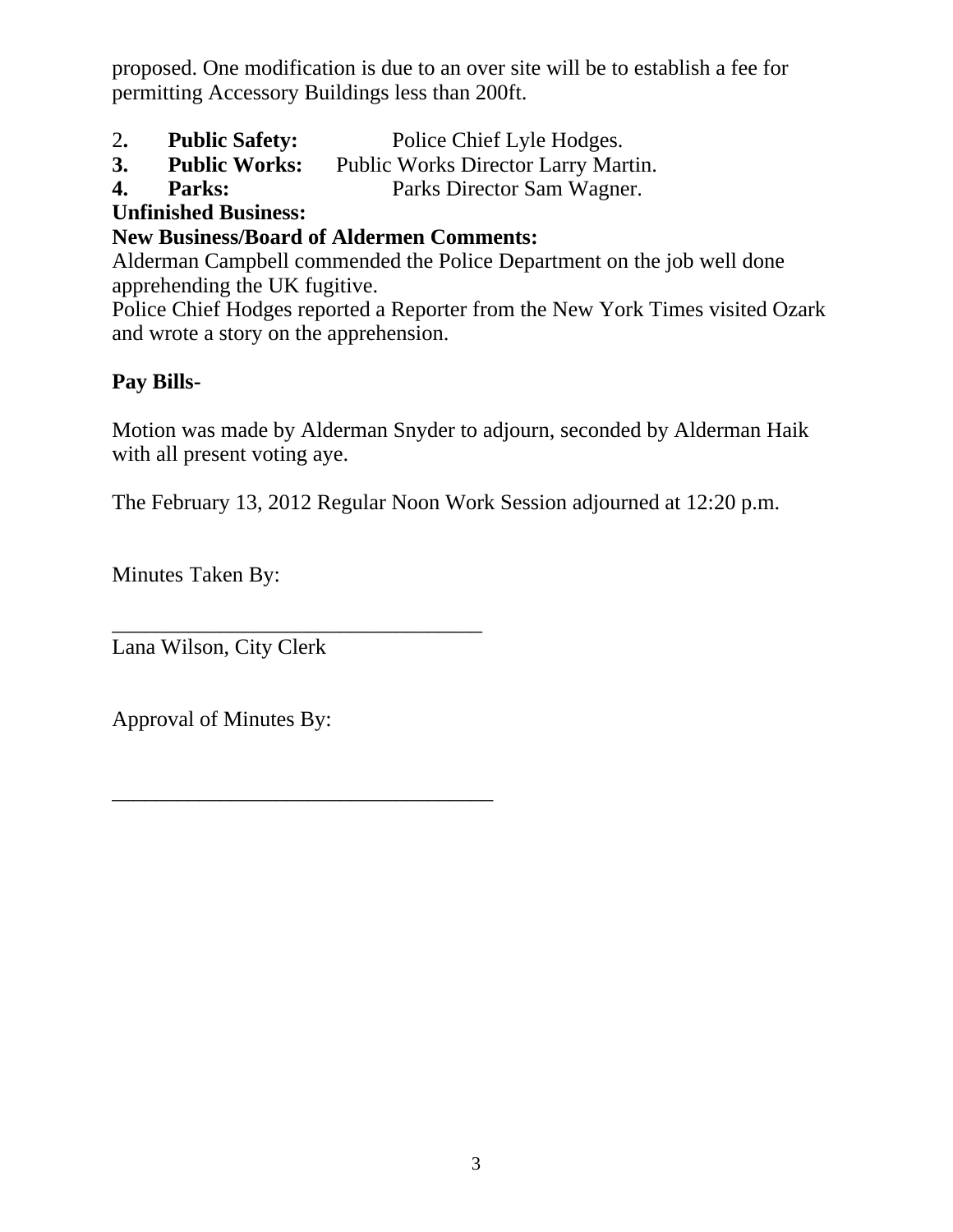proposed. One modification is due to an over site will be to establish a fee for permitting Accessory Buildings less than 200ft.

2**.** **Public Safety:** Police Chief Lyle Hodges.
**3.** **Public Works:** Public Works Director Larry Martin.
**4.** **Parks:** Parks Director Sam Wagner.

**Unfinished Business:**

**New Business/Board of Aldermen Comments:**

Alderman Campbell commended the Police Department on the job well done apprehending the UK fugitive.

Police Chief Hodges reported a Reporter from the New York Times visited Ozark and wrote a story on the apprehension.

**Pay Bills-**

Motion was made by Alderman Snyder to adjourn, seconded by Alderman Haik with all present voting aye.

The February 13, 2012 Regular Noon Work Session adjourned at 12:20 p.m.

Minutes Taken By:

___________________________________
Lana Wilson, City Clerk

Approval of Minutes By:

___________________________________